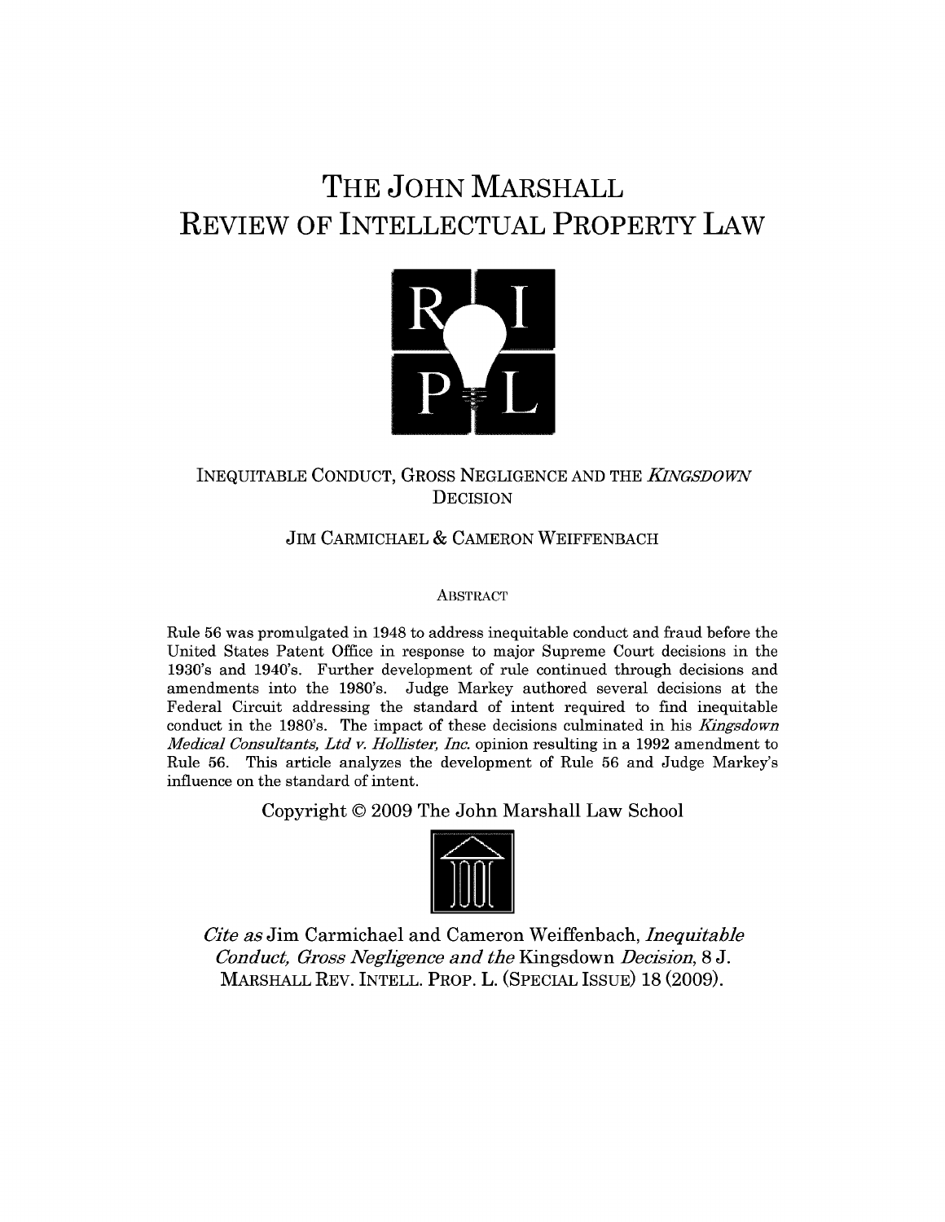# THE JOHN MARSHALL REVIEW OF INTELLECTUAL PROPERTY LAW

## INEQUITABLE CONDUCT, GROSS NEGLIGENCE AND THE *KINGSDOWN* DECISION

JIM CARMICHAEL & CAMERON WEIFFENBACH

ABSTRACT

Rule 56 was promulgated in 1948 to address inequitable conduct and fraud before the United States Patent Office in response to major Supreme Court decisions in the 1930's and 1940's. Further development of rule continued through decisions and amendments into the 1980's. Judge Markey authored several decisions at the Federal Circuit addressing the standard of intent required to find inequitable conduct in the 1980's. The impact of these decisions culminated in his *Kingsdown Medical Consultants, Ltd v. Hollister, Inc.* opinion resulting in a 1992 amendment to Rule 56. This article analyzes the development of Rule 56 and Judge Markey's influence on the standard of intent.

Copyright © 2009 The John Marshall Law School

*Cite as* Jim Carmichael and Cameron Weiffenbach, *Inequitable Conduct, Gross Negligence and the* Kingsdown *Decision*, 8 J. MARSHALL REV. INTELL. PROP. L. (SPECIAL ISSUE) 18 (2009).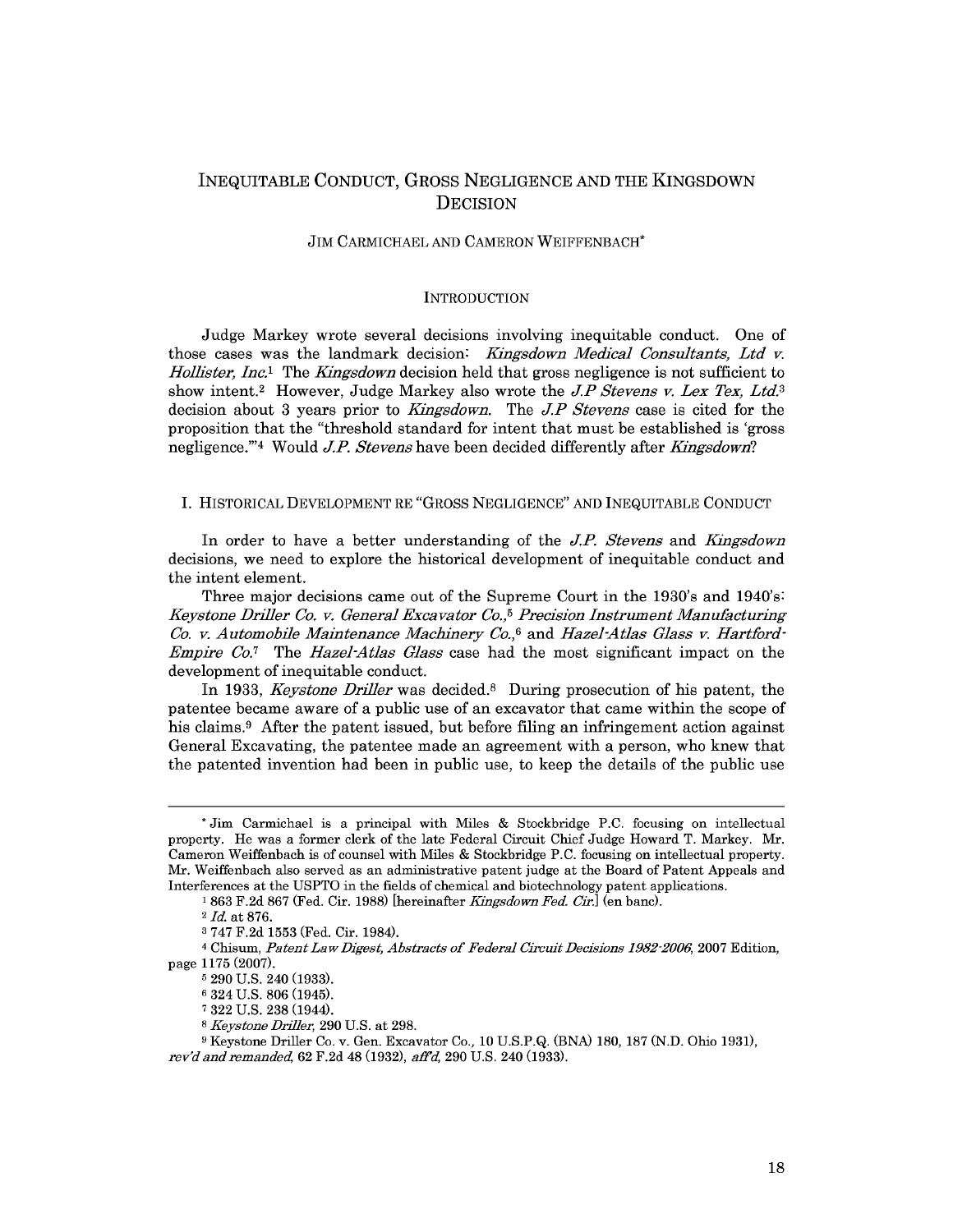# INEQUITABLE CONDUCT, GROSS NEGLIGENCE AND THE KINGSDOWN DECISION

JIM CARMICHAEL AND CAMERON WEIFFENBACH*

## INTRODUCTION

Judge Markey wrote several decisions involving inequitable conduct. One of those cases was the landmark decision: *Kingsdown Medical Consultants, Ltd v. Hollister, Inc.*[1] The *Kingsdown* decision held that gross negligence is not sufficient to show intent.[2] However, Judge Markey also wrote the *J.P Stevens v. Lex Tex, Ltd.*[3] decision about 3 years prior to *Kingsdown*. The *J.P Stevens* case is cited for the proposition that the "threshold standard for intent that must be established is 'gross negligence.'"[4] Would *J.P. Stevens* have been decided differently after *Kingsdown*?

## I. HISTORICAL DEVELOPMENT RE "GROSS NEGLIGENCE" AND INEQUITABLE CONDUCT

In order to have a better understanding of the *J.P. Stevens* and *Kingsdown* decisions, we need to explore the historical development of inequitable conduct and the intent element.

Three major decisions came out of the Supreme Court in the 1930's and 1940's: *Keystone Driller Co. v. General Excavator Co.*,[5] *Precision Instrument Manufacturing Co. v. Automobile Maintenance Machinery Co.*,[6] and *Hazel-Atlas Glass v. Hartford-Empire Co.*[7] The *Hazel-Atlas Glass* case had the most significant impact on the development of inequitable conduct.

In 1933, *Keystone Driller* was decided.[8] During prosecution of his patent, the patentee became aware of a public use of an excavator that came within the scope of his claims.[9] After the patent issued, but before filing an infringement action against General Excavating, the patentee made an agreement with a person, who knew that the patented invention had been in public use, to keep the details of the public use

---

\* Jim Carmichael is a principal with Miles & Stockbridge P.C. focusing on intellectual property. He was a former clerk of the late Federal Circuit Chief Judge Howard T. Markey. Mr. Cameron Weiffenbach is of counsel with Miles & Stockbridge P.C. focusing on intellectual property. Mr. Weiffenbach also served as an administrative patent judge at the Board of Patent Appeals and Interferences at the USPTO in the fields of chemical and biotechnology patent applications.

[1] 863 F.2d 867 (Fed. Cir. 1988) [hereinafter *Kingsdown Fed. Cir.*] (en banc).

[2] *Id.* at 876.

[3] 747 F.2d 1553 (Fed. Cir. 1984).

[4] Chisum, *Patent Law Digest, Abstracts of Federal Circuit Decisions 1982-2006*, 2007 Edition, page 1175 (2007).

[5] 290 U.S. 240 (1933).

[6] 324 U.S. 806 (1945).

[7] 322 U.S. 238 (1944).

[8] *Keystone Driller*, 290 U.S. at 298.

[9] Keystone Driller Co. v. Gen. Excavator Co., 10 U.S.P.Q. (BNA) 180, 187 (N.D. Ohio 1931), *rev'd and remanded*, 62 F.2d 48 (1932), *aff'd*, 290 U.S. 240 (1933).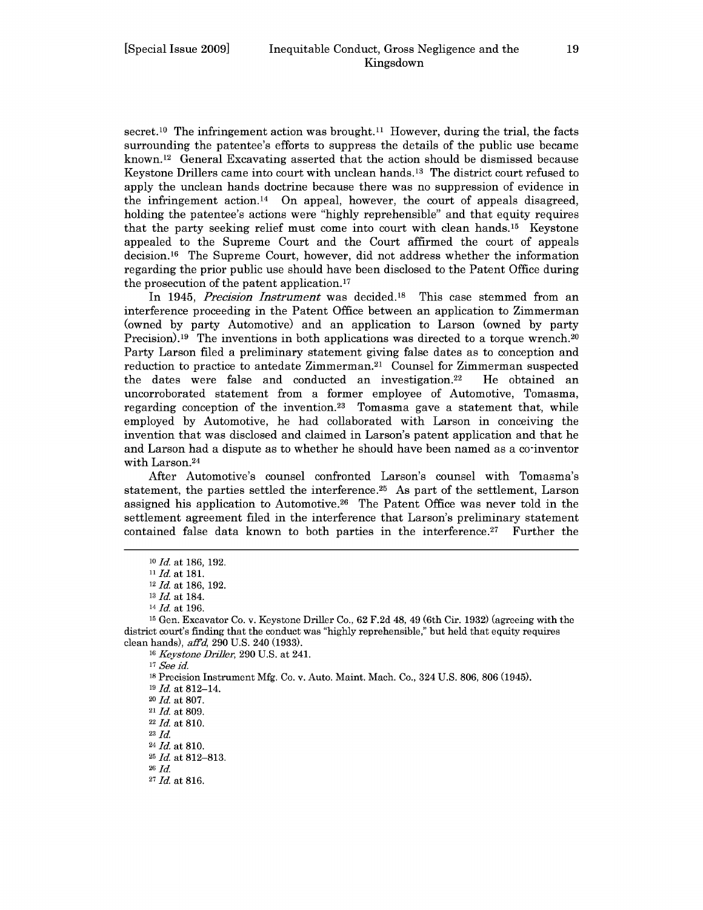secret.[10] The infringement action was brought.[11] However, during the trial, the facts surrounding the patentee's efforts to suppress the details of the public use became known.[12] General Excavating asserted that the action should be dismissed because Keystone Drillers came into court with unclean hands.[13] The district court refused to apply the unclean hands doctrine because there was no suppression of evidence in the infringement action.[14] On appeal, however, the court of appeals disagreed, holding the patentee's actions were "highly reprehensible" and that equity requires that the party seeking relief must come into court with clean hands.[15] Keystone appealed to the Supreme Court and the Court affirmed the court of appeals decision.[16] The Supreme Court, however, did not address whether the information regarding the prior public use should have been disclosed to the Patent Office during the prosecution of the patent application.[17]

In 1945, *Precision Instrument* was decided.[18] This case stemmed from an interference proceeding in the Patent Office between an application to Zimmerman (owned by party Automotive) and an application to Larson (owned by party Precision).[19] The inventions in both applications was directed to a torque wrench.[20] Party Larson filed a preliminary statement giving false dates as to conception and reduction to practice to antedate Zimmerman.[21] Counsel for Zimmerman suspected the dates were false and conducted an investigation.[22] He obtained an uncorroborated statement from a former employee of Automotive, Tomasma, regarding conception of the invention.[23] Tomasma gave a statement that, while employed by Automotive, he had collaborated with Larson in conceiving the invention that was disclosed and claimed in Larson's patent application and that he and Larson had a dispute as to whether he should have been named as a co-inventor with Larson.[24]

After Automotive's counsel confronted Larson's counsel with Tomasma's statement, the parties settled the interference.[25] As part of the settlement, Larson assigned his application to Automotive.[26] The Patent Office was never told in the settlement agreement filed in the interference that Larson's preliminary statement contained false data known to both parties in the interference.[27] Further the

---

[10] *Id.* at 186, 192.

[11] *Id.* at 181.

[12] *Id.* at 186, 192.

[13] *Id.* at 184.

[14] *Id.* at 196.

[15] Gen. Excavator Co. v. Keystone Driller Co., 62 F.2d 48, 49 (6th Cir. 1932) (agreeing with the district court's finding that the conduct was "highly reprehensible," but held that equity requires clean hands), *aff'd*, 290 U.S. 240 (1933).

[16] *Keystone Driller*, 290 U.S. at 241.

[17] *See id.*

[18] Precision Instrument Mfg. Co. v. Auto. Maint. Mach. Co., 324 U.S. 806, 806 (1945).

[19] *Id.* at 812–14.

[20] *Id.* at 807.

[21] *Id.* at 809.

[22] *Id.* at 810.

[23] *Id.*

[24] *Id.* at 810.

[25] *Id.* at 812–813.

[26] *Id.*

[27] *Id.* at 816.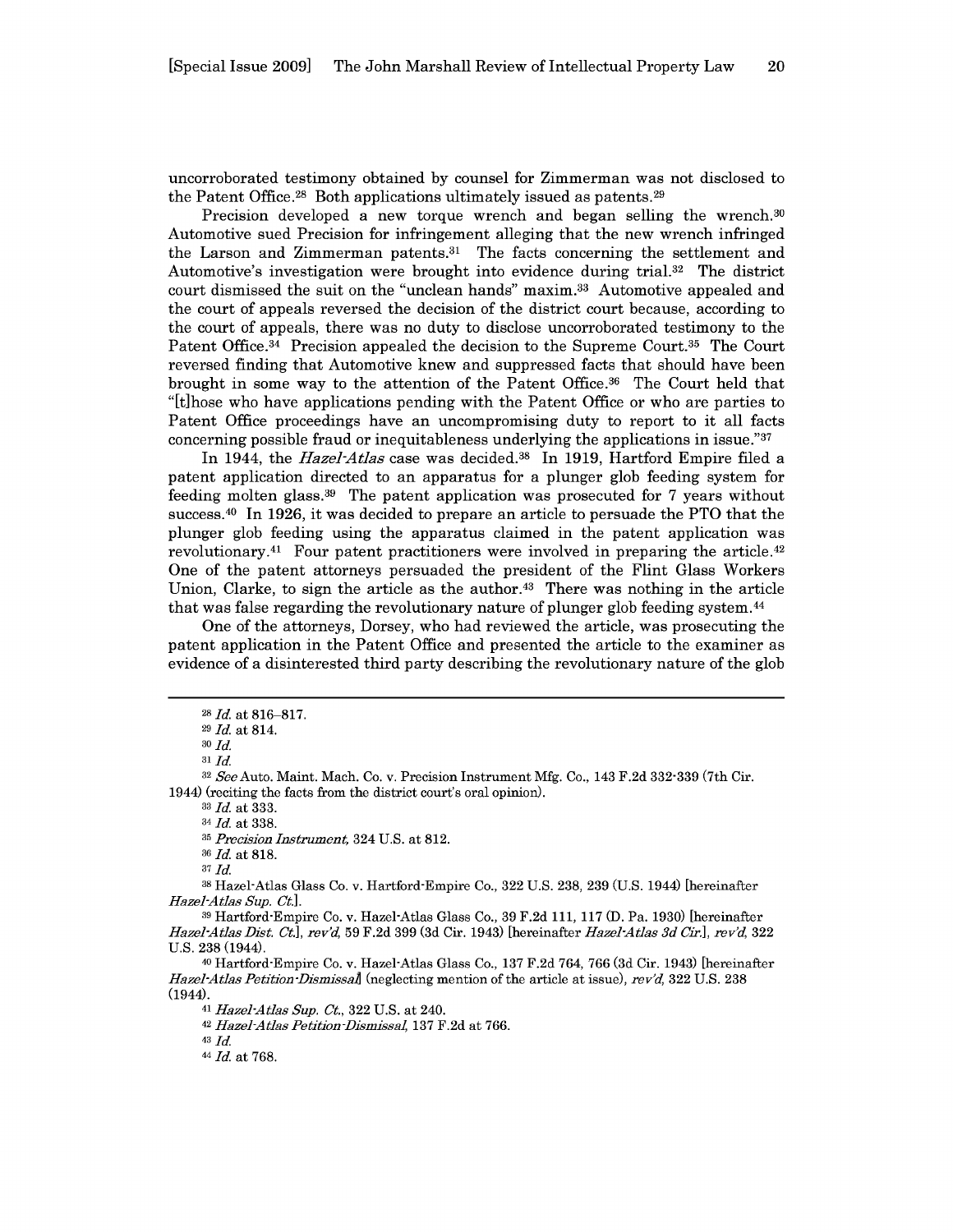uncorroborated testimony obtained by counsel for Zimmerman was not disclosed to the Patent Office.[28] Both applications ultimately issued as patents.[29]

Precision developed a new torque wrench and began selling the wrench.[30] Automotive sued Precision for infringement alleging that the new wrench infringed the Larson and Zimmerman patents.[31] The facts concerning the settlement and Automotive's investigation were brought into evidence during trial.[32] The district court dismissed the suit on the "unclean hands" maxim.[33] Automotive appealed and the court of appeals reversed the decision of the district court because, according to the court of appeals, there was no duty to disclose uncorroborated testimony to the Patent Office.[34] Precision appealed the decision to the Supreme Court.[35] The Court reversed finding that Automotive knew and suppressed facts that should have been brought in some way to the attention of the Patent Office.[36] The Court held that "[t]hose who have applications pending with the Patent Office or who are parties to Patent Office proceedings have an uncompromising duty to report to it all facts concerning possible fraud or inequitableness underlying the applications in issue."[37]

In 1944, the *Hazel-Atlas* case was decided.[38] In 1919, Hartford Empire filed a patent application directed to an apparatus for a plunger glob feeding system for feeding molten glass.[39] The patent application was prosecuted for 7 years without success.[40] In 1926, it was decided to prepare an article to persuade the PTO that the plunger glob feeding using the apparatus claimed in the patent application was revolutionary.[41] Four patent practitioners were involved in preparing the article.[42] One of the patent attorneys persuaded the president of the Flint Glass Workers Union, Clarke, to sign the article as the author.[43] There was nothing in the article that was false regarding the revolutionary nature of plunger glob feeding system.[44]

One of the attorneys, Dorsey, who had reviewed the article, was prosecuting the patent application in the Patent Office and presented the article to the examiner as evidence of a disinterested third party describing the revolutionary nature of the glob

---

[28] *Id.* at 816–817.

[29] *Id.* at 814.

[30] *Id.*

[31] *Id.*

[32] *See* Auto. Maint. Mach. Co. v. Precision Instrument Mfg. Co., 143 F.2d 332-339 (7th Cir. 1944) (reciting the facts from the district court's oral opinion).

[33] *Id.* at 333.

[34] *Id.* at 338.

[35] *Precision Instrument,* 324 U.S. at 812.

[36] *Id.* at 818.

[37] *Id.*

[38] Hazel-Atlas Glass Co. v. Hartford-Empire Co., 322 U.S. 238, 239 (U.S. 1944) [hereinafter *Hazel-Atlas Sup. Ct.*].

[39] Hartford-Empire Co. v. Hazel-Atlas Glass Co., 39 F.2d 111, 117 (D. Pa. 1930) [hereinafter *Hazel-Atlas Dist. Ct.*], *rev'd,* 59 F.2d 399 (3d Cir. 1943) [hereinafter *Hazel-Atlas 3d Cir.*], *rev'd,* 322 U.S. 238 (1944).

[40] Hartford-Empire Co. v. Hazel-Atlas Glass Co., 137 F.2d 764, 766 (3d Cir. 1943) [hereinafter *Hazel-Atlas Petition-Dismissal*] (neglecting mention of the article at issue), *rev'd,* 322 U.S. 238 (1944).

[41] *Hazel-Atlas Sup. Ct.*, 322 U.S. at 240.

[42] *Hazel-Atlas Petition-Dismissal,* 137 F.2d at 766.

[43] *Id.*

[44] *Id.* at 768.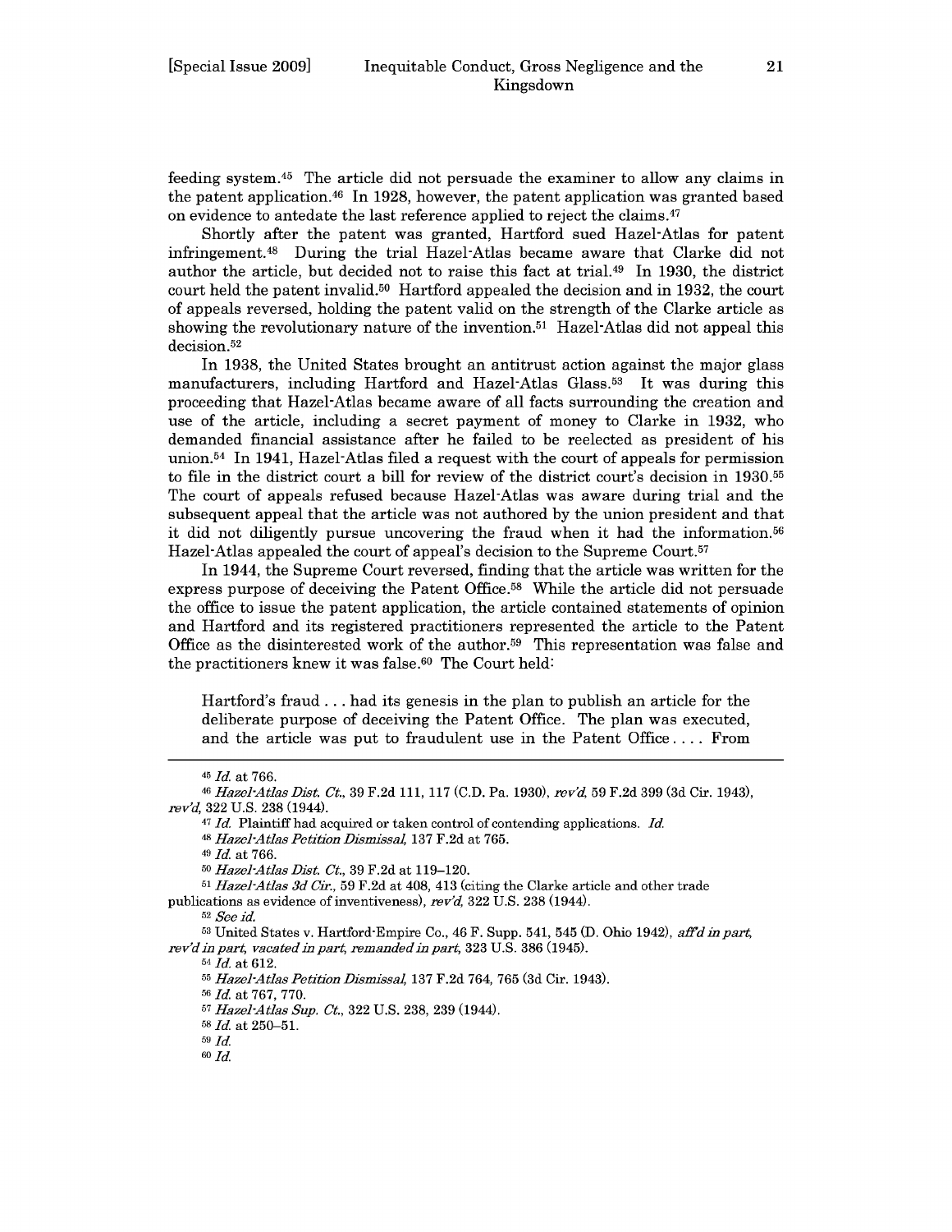feeding system.[45] The article did not persuade the examiner to allow any claims in the patent application.[46] In 1928, however, the patent application was granted based on evidence to antedate the last reference applied to reject the claims.[47]

Shortly after the patent was granted, Hartford sued Hazel-Atlas for patent infringement.[48] During the trial Hazel-Atlas became aware that Clarke did not author the article, but decided not to raise this fact at trial.[49] In 1930, the district court held the patent invalid.[50] Hartford appealed the decision and in 1932, the court of appeals reversed, holding the patent valid on the strength of the Clarke article as showing the revolutionary nature of the invention.[51] Hazel-Atlas did not appeal this decision.[52]

In 1938, the United States brought an antitrust action against the major glass manufacturers, including Hartford and Hazel-Atlas Glass.[53] It was during this proceeding that Hazel-Atlas became aware of all facts surrounding the creation and use of the article, including a secret payment of money to Clarke in 1932, who demanded financial assistance after he failed to be reelected as president of his union.[54] In 1941, Hazel-Atlas filed a request with the court of appeals for permission to file in the district court a bill for review of the district court's decision in 1930.[55] The court of appeals refused because Hazel-Atlas was aware during trial and the subsequent appeal that the article was not authored by the union president and that it did not diligently pursue uncovering the fraud when it had the information.[56] Hazel-Atlas appealed the court of appeal's decision to the Supreme Court.[57]

In 1944, the Supreme Court reversed, finding that the article was written for the express purpose of deceiving the Patent Office.[58] While the article did not persuade the office to issue the patent application, the article contained statements of opinion and Hartford and its registered practitioners represented the article to the Patent Office as the disinterested work of the author.[59] This representation was false and the practitioners knew it was false.[60] The Court held:

> Hartford's fraud . . . had its genesis in the plan to publish an article for the deliberate purpose of deceiving the Patent Office. The plan was executed, and the article was put to fraudulent use in the Patent Office . . . . From

---

[45] *Id.* at 766.

[46] *Hazel-Atlas Dist. Ct.*, 39 F.2d 111, 117 (C.D. Pa. 1930), *rev'd*, 59 F.2d 399 (3d Cir. 1943), *rev'd*, 322 U.S. 238 (1944).

[47] *Id.* Plaintiff had acquired or taken control of contending applications. *Id.*

[48] *Hazel-Atlas Petition Dismissal*, 137 F.2d at 765.

[49] *Id.* at 766.

[50] *Hazel-Atlas Dist. Ct.*, 39 F.2d at 119–120.

[51] *Hazel-Atlas 3d Cir.*, 59 F.2d at 408, 413 (citing the Clarke article and other trade publications as evidence of inventiveness), *rev'd*, 322 U.S. 238 (1944).

[52] *See id.*

[53] United States v. Hartford-Empire Co., 46 F. Supp. 541, 545 (D. Ohio 1942), *aff'd in part, rev'd in part, vacated in part, remanded in part*, 323 U.S. 386 (1945).

[54] *Id.* at 612.

[55] *Hazel-Atlas Petition Dismissal*, 137 F.2d 764, 765 (3d Cir. 1943).

[56] *Id.* at 767, 770.

[57] *Hazel-Atlas Sup. Ct.*, 322 U.S. 238, 239 (1944).

[58] *Id.* at 250–51.

[59] *Id.*

[60] *Id.*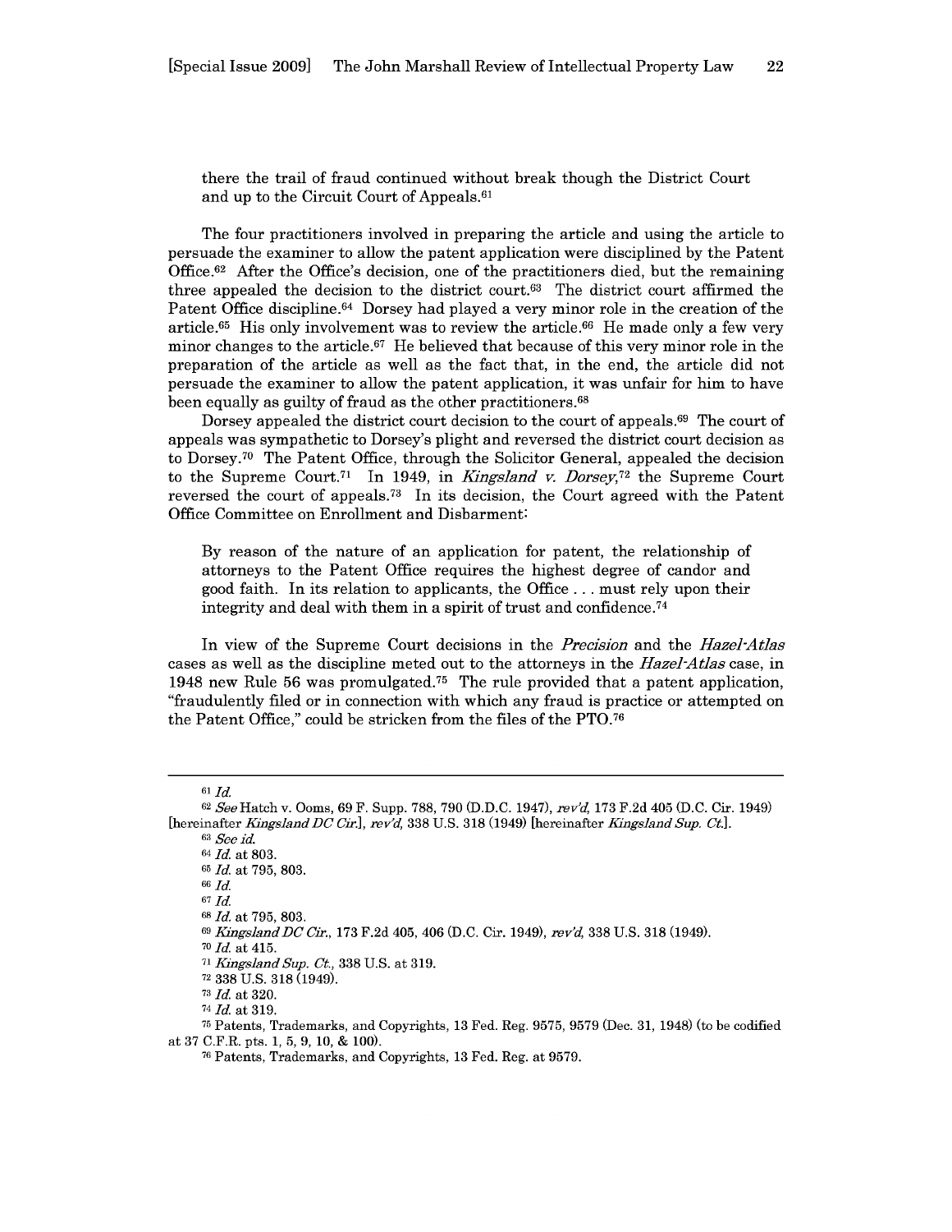there the trail of fraud continued without break though the District Court and up to the Circuit Court of Appeals.[61]

The four practitioners involved in preparing the article and using the article to persuade the examiner to allow the patent application were disciplined by the Patent Office.[62] After the Office's decision, one of the practitioners died, but the remaining three appealed the decision to the district court.[63] The district court affirmed the Patent Office discipline.[64] Dorsey had played a very minor role in the creation of the article.[65] His only involvement was to review the article.[66] He made only a few very minor changes to the article.[67] He believed that because of this very minor role in the preparation of the article as well as the fact that, in the end, the article did not persuade the examiner to allow the patent application, it was unfair for him to have been equally as guilty of fraud as the other practitioners.[68]

Dorsey appealed the district court decision to the court of appeals.[69] The court of appeals was sympathetic to Dorsey's plight and reversed the district court decision as to Dorsey.[70] The Patent Office, through the Solicitor General, appealed the decision to the Supreme Court.[71] In 1949, in *Kingsland v. Dorsey*,[72] the Supreme Court reversed the court of appeals.[73] In its decision, the Court agreed with the Patent Office Committee on Enrollment and Disbarment:

> By reason of the nature of an application for patent, the relationship of attorneys to the Patent Office requires the highest degree of candor and good faith. In its relation to applicants, the Office . . . must rely upon their integrity and deal with them in a spirit of trust and confidence.[74]

In view of the Supreme Court decisions in the *Precision* and the *Hazel-Atlas* cases as well as the discipline meted out to the attorneys in the *Hazel-Atlas* case, in 1948 new Rule 56 was promulgated.[75] The rule provided that a patent application, "fraudulently filed or in connection with which any fraud is practice or attempted on the Patent Office," could be stricken from the files of the PTO.[76]

---

[61] *Id.*

[62] *See* Hatch v. Ooms, 69 F. Supp. 788, 790 (D.D.C. 1947), *rev'd*, 173 F.2d 405 (D.C. Cir. 1949) [hereinafter *Kingsland DC Cir.*], *rev'd*, 338 U.S. 318 (1949) [hereinafter *Kingsland Sup. Ct.*].

[63] *See id.*

[64] *Id.* at 803.

[65] *Id.* at 795, 803.

[66] *Id.*

[67] *Id.*

[68] *Id.* at 795, 803.

[69] *Kingsland DC Cir.*, 173 F.2d 405, 406 (D.C. Cir. 1949), *rev'd*, 338 U.S. 318 (1949).

[70] *Id.* at 415.

[71] *Kingsland Sup. Ct.*, 338 U.S. at 319.

[72] 338 U.S. 318 (1949).

[73] *Id.* at 320.

[74] *Id.* at 319.

[75] Patents, Trademarks, and Copyrights, 13 Fed. Reg. 9575, 9579 (Dec. 31, 1948) (to be codified at 37 C.F.R. pts. 1, 5, 9, 10, & 100).

[76] Patents, Trademarks, and Copyrights, 13 Fed. Reg. at 9579.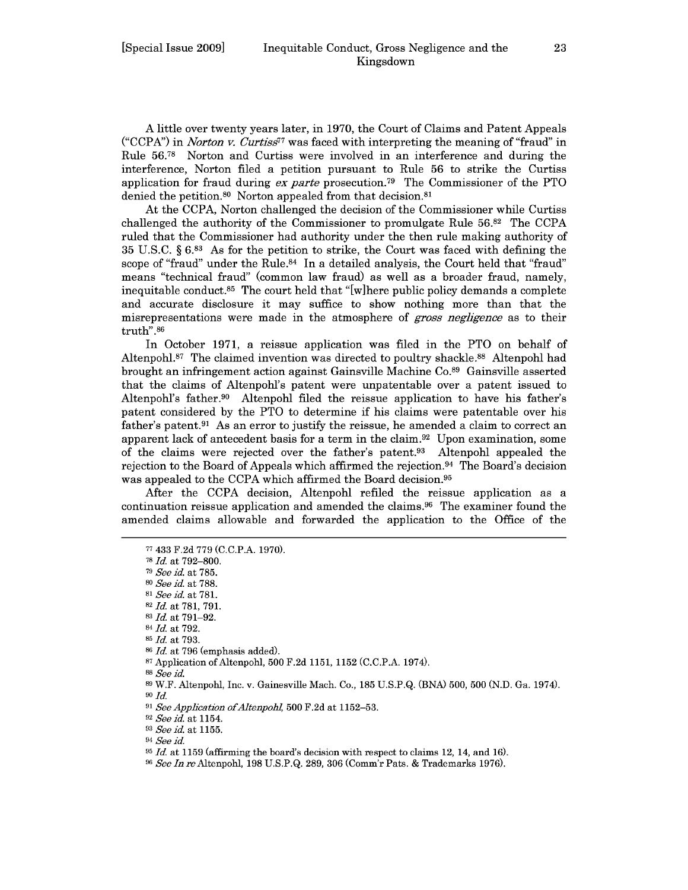A little over twenty years later, in 1970, the Court of Claims and Patent Appeals ("CCPA") in *Norton v. Curtiss*[77] was faced with interpreting the meaning of "fraud" in Rule 56.[78] Norton and Curtiss were involved in an interference and during the interference, Norton filed a petition pursuant to Rule 56 to strike the Curtiss application for fraud during *ex parte* prosecution.[79] The Commissioner of the PTO denied the petition.[80] Norton appealed from that decision.[81]

At the CCPA, Norton challenged the decision of the Commissioner while Curtiss challenged the authority of the Commissioner to promulgate Rule 56.[82] The CCPA ruled that the Commissioner had authority under the then rule making authority of 35 U.S.C. § 6.[83] As for the petition to strike, the Court was faced with defining the scope of "fraud" under the Rule.[84] In a detailed analysis, the Court held that "fraud" means "technical fraud" (common law fraud) as well as a broader fraud, namely, inequitable conduct.[85] The court held that "[w]here public policy demands a complete and accurate disclosure it may suffice to show nothing more than that the misrepresentations were made in the atmosphere of *gross negligence* as to their truth".[86]

In October 1971, a reissue application was filed in the PTO on behalf of Altenpohl.[87] The claimed invention was directed to poultry shackle.[88] Altenpohl had brought an infringement action against Gainsville Machine Co.[89] Gainsville asserted that the claims of Altenpohl's patent were unpatentable over a patent issued to Altenpohl's father.[90] Altenpohl filed the reissue application to have his father's patent considered by the PTO to determine if his claims were patentable over his father's patent.[91] As an error to justify the reissue, he amended a claim to correct an apparent lack of antecedent basis for a term in the claim.[92] Upon examination, some of the claims were rejected over the father's patent.[93] Altenpohl appealed the rejection to the Board of Appeals which affirmed the rejection.[94] The Board's decision was appealed to the CCPA which affirmed the Board decision.[95]

After the CCPA decision, Altenpohl refiled the reissue application as a continuation reissue application and amended the claims.[96] The examiner found the amended claims allowable and forwarded the application to the Office of the

---

[77] 433 F.2d 779 (C.C.P.A. 1970).

[78] *Id.* at 792–800.

[79] *See id.* at 785.

[80] *See id.* at 788.

[81] *See id.* at 781.

[82] *Id.* at 781, 791.

[83] *Id.* at 791–92.

[84] *Id.* at 792.

[85] *Id.* at 793.

[86] *Id.* at 796 (emphasis added).

[87] Application of Altenpohl, 500 F.2d 1151, 1152 (C.C.P.A. 1974).

[88] *See id.*

[89] W.F. Altenpohl, Inc. v. Gainesville Mach. Co., 185 U.S.P.Q. (BNA) 500, 500 (N.D. Ga. 1974).

[90] *Id.*

[91] *See Application of Altenpohl*, 500 F.2d at 1152–53.

[92] *See id.* at 1154.

[93] *See id.* at 1155.

[94] *See id.*

[95] *Id.* at 1159 (affirming the board's decision with respect to claims 12, 14, and 16).

[96] *See In re* Altenpohl, 198 U.S.P.Q. 289, 306 (Comm'r Pats. & Trademarks 1976).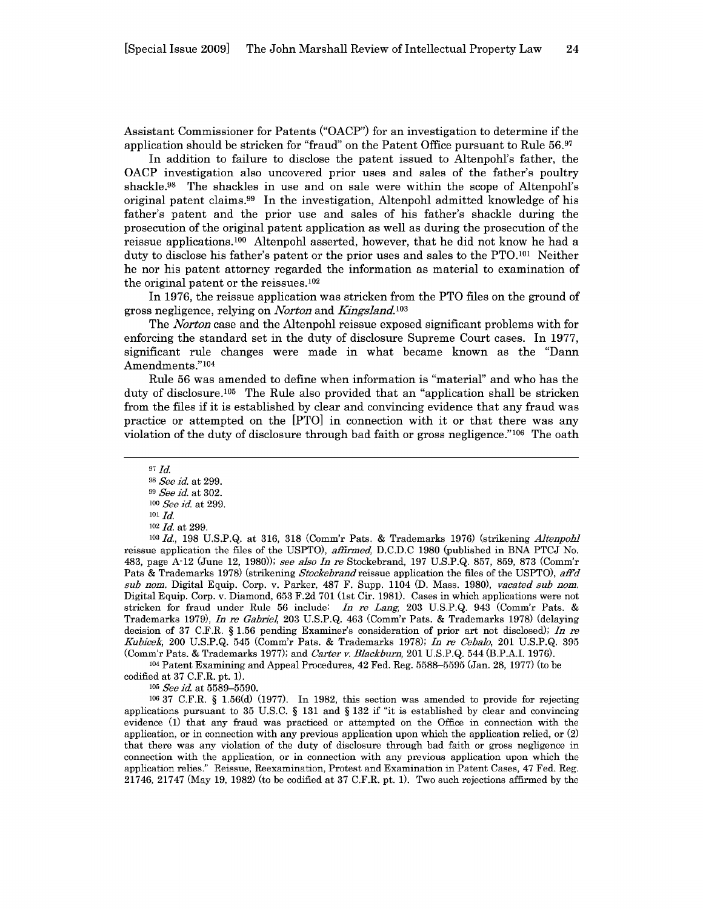Assistant Commissioner for Patents ("OACP") for an investigation to determine if the application should be stricken for "fraud" on the Patent Office pursuant to Rule 56.[97]

In addition to failure to disclose the patent issued to Altenpohl's father, the OACP investigation also uncovered prior uses and sales of the father's poultry shackle.[98] The shackles in use and on sale were within the scope of Altenpohl's original patent claims.[99] In the investigation, Altenpohl admitted knowledge of his father's patent and the prior use and sales of his father's shackle during the prosecution of the original patent application as well as during the prosecution of the reissue applications.[100] Altenpohl asserted, however, that he did not know he had a duty to disclose his father's patent or the prior uses and sales to the PTO.[101] Neither he nor his patent attorney regarded the information as material to examination of the original patent or the reissues.[102]

In 1976, the reissue application was stricken from the PTO files on the ground of gross negligence, relying on *Norton* and *Kingsland*.[103]

The *Norton* case and the Altenpohl reissue exposed significant problems with for enforcing the standard set in the duty of disclosure Supreme Court cases. In 1977, significant rule changes were made in what became known as the "Dann Amendments."[104]

Rule 56 was amended to define when information is "material" and who has the duty of disclosure.[105] The Rule also provided that an "application shall be stricken from the files if it is established by clear and convincing evidence that any fraud was practice or attempted on the [PTO] in connection with it or that there was any violation of the duty of disclosure through bad faith or gross negligence."[106] The oath

---

[97] *Id.*

[98] *See id.* at 299.

[99] *See id.* at 302.

[100] *See id.* at 299.

[101] *Id.*

[102] *Id.* at 299.

[103] *Id.*, 198 U.S.P.Q. at 316, 318 (Comm'r Pats. & Trademarks 1976) (strikening *Altenpohl* reissue application the files of the USPTO), *affirmed*, D.C.D.C 1980 (published in BNA PTCJ No. 483, page A-12 (June 12, 1980)); *see also In re* Stockebrand, 197 U.S.P.Q. 857, 859, 873 (Comm'r Pats & Trademarks 1978) (strikening *Stockebrand* reissue application the files of the USPTO), *aff'd sub nom.* Digital Equip. Corp. v. Parker, 487 F. Supp. 1104 (D. Mass. 1980), *vacated sub nom.* Digital Equip. Corp. v. Diamond, 653 F.2d 701 (1st Cir. 1981). Cases in which applications were not stricken for fraud under Rule 56 include: *In re Lang*, 203 U.S.P.Q. 943 (Comm'r Pats. & Trademarks 1979), *In re Gabriel*, 203 U.S.P.Q. 463 (Comm'r Pats. & Trademarks 1978) (delaying decision of 37 C.F.R. § 1.56 pending Examiner's consideration of prior art not disclosed); *In re Kubicek*, 200 U.S.P.Q. 545 (Comm'r Pats. & Trademarks 1978); *In re Cebalo*, 201 U.S.P.Q. 395 (Comm'r Pats. & Trademarks 1977); and *Carter v. Blackburn*, 201 U.S.P.Q. 544 (B.P.A.I. 1976).

[104] Patent Examining and Appeal Procedures, 42 Fed. Reg. 5588–5595 (Jan. 28, 1977) (to be codified at 37 C.F.R. pt. 1).

[105] *See id.* at 5589–5590.

[106] 37 C.F.R. § 1.56(d) (1977). In 1982, this section was amended to provide for rejecting applications pursuant to 35 U.S.C. § 131 and § 132 if "it is established by clear and convincing evidence (1) that any fraud was practiced or attempted on the Office in connection with the application, or in connection with any previous application upon which the application relied, or (2) that there was any violation of the duty of disclosure through bad faith or gross negligence in connection with the application, or in connection with any previous application upon which the application relies." Reissue, Reexamination, Protest and Examination in Patent Cases, 47 Fed. Reg. 21746, 21747 (May 19, 1982) (to be codified at 37 C.F.R. pt. 1). Two such rejections affirmed by the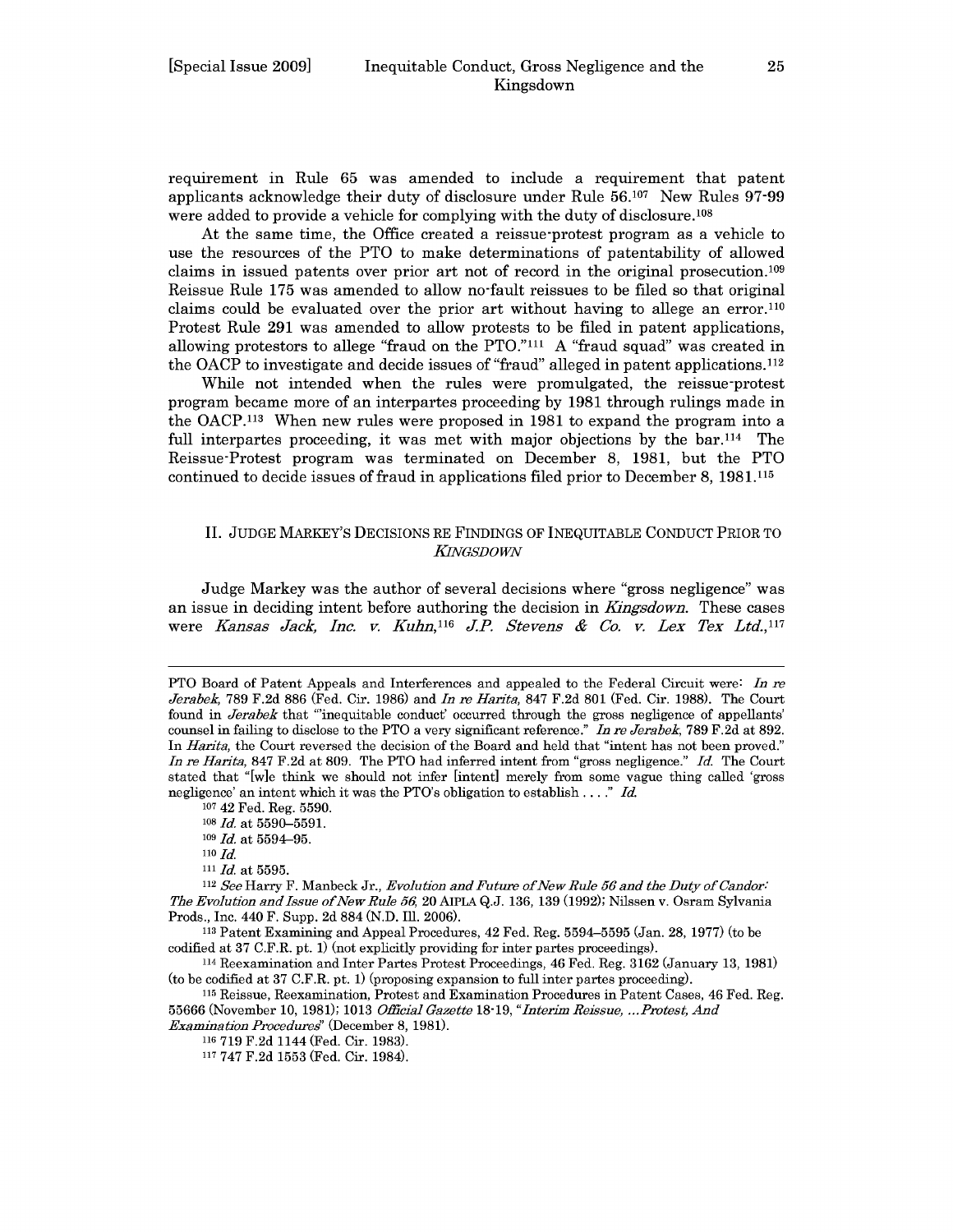requirement in Rule 65 was amended to include a requirement that patent applicants acknowledge their duty of disclosure under Rule 56.[107] New Rules 97-99 were added to provide a vehicle for complying with the duty of disclosure.[108]

At the same time, the Office created a reissue-protest program as a vehicle to use the resources of the PTO to make determinations of patentability of allowed claims in issued patents over prior art not of record in the original prosecution.[109] Reissue Rule 175 was amended to allow no-fault reissues to be filed so that original claims could be evaluated over the prior art without having to allege an error.[110] Protest Rule 291 was amended to allow protests to be filed in patent applications, allowing protestors to allege "fraud on the PTO."[111] A "fraud squad" was created in the OACP to investigate and decide issues of "fraud" alleged in patent applications.[112]

While not intended when the rules were promulgated, the reissue-protest program became more of an interpartes proceeding by 1981 through rulings made in the OACP.[113] When new rules were proposed in 1981 to expand the program into a full interpartes proceeding, it was met with major objections by the bar.[114] The Reissue-Protest program was terminated on December 8, 1981, but the PTO continued to decide issues of fraud in applications filed prior to December 8, 1981.[115]

## II. JUDGE MARKEY'S DECISIONS RE FINDINGS OF INEQUITABLE CONDUCT PRIOR TO *KINGSDOWN*

Judge Markey was the author of several decisions where "gross negligence" was an issue in deciding intent before authoring the decision in *Kingsdown*. These cases were *Kansas Jack, Inc. v. Kuhn*,[116] *J.P. Stevens & Co. v. Lex Tex Ltd.*,[117]

---

PTO Board of Patent Appeals and Interferences and appealed to the Federal Circuit were: *In re Jerabek*, 789 F.2d 886 (Fed. Cir. 1986) and *In re Harita*, 847 F.2d 801 (Fed. Cir. 1988). The Court found in *Jerabek* that "'inequitable conduct' occurred through the gross negligence of appellants' counsel in failing to disclose to the PTO a very significant reference." *In re Jerabek*, 789 F.2d at 892. In *Harita*, the Court reversed the decision of the Board and held that "intent has not been proved." *In re Harita*, 847 F.2d at 809. The PTO had inferred intent from "gross negligence." *Id.* The Court stated that "[w]e think we should not infer [intent] merely from some vague thing called 'gross negligence' an intent which it was the PTO's obligation to establish . . . ." *Id.*

[107] 42 Fed. Reg. 5590.

[108] *Id.* at 5590–5591.

[109] *Id.* at 5594–95.

[110] *Id.*

[111] *Id.* at 5595.

[112] *See* Harry F. Manbeck Jr., *Evolution and Future of New Rule 56 and the Duty of Candor: The Evolution and Issue of New Rule 56*, 20 AIPLA Q.J. 136, 139 (1992); Nilssen v. Osram Sylvania Prods., Inc. 440 F. Supp. 2d 884 (N.D. Ill. 2006).

[113] Patent Examining and Appeal Procedures, 42 Fed. Reg. 5594–5595 (Jan. 28, 1977) (to be codified at 37 C.F.R. pt. 1) (not explicitly providing for inter partes proceedings).

[114] Reexamination and Inter Partes Protest Proceedings, 46 Fed. Reg. 3162 (January 13, 1981) (to be codified at 37 C.F.R. pt. 1) (proposing expansion to full inter partes proceeding).

[115] Reissue, Reexamination, Protest and Examination Procedures in Patent Cases, 46 Fed. Reg. 55666 (November 10, 1981); 1013 *Official Gazette* 18-19, "*Interim Reissue, ...Protest, And Examination Procedures*" (December 8, 1981).

[116] 719 F.2d 1144 (Fed. Cir. 1983).

[117] 747 F.2d 1553 (Fed. Cir. 1984).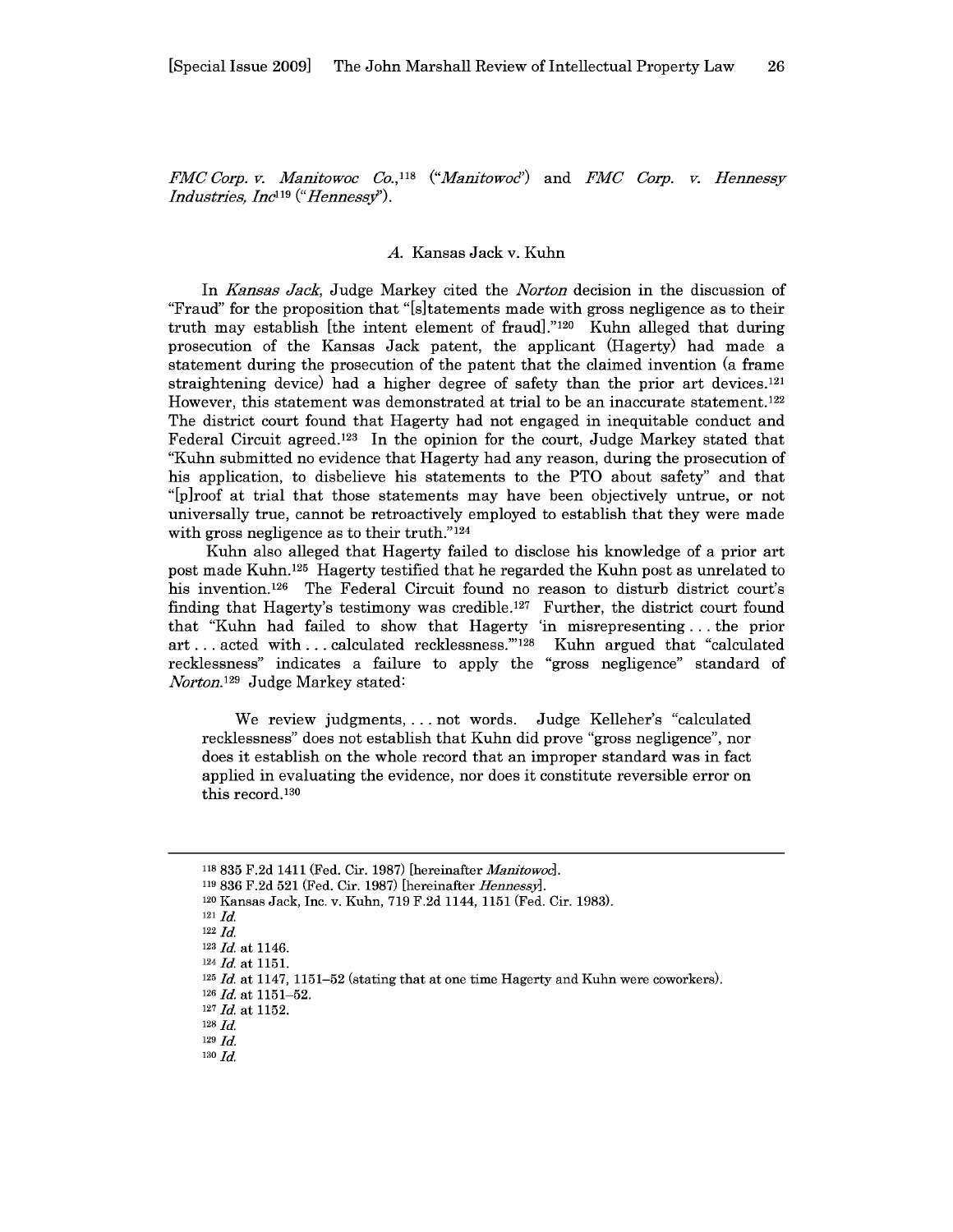*FMC Corp. v. Manitowoc Co.*,[118] ("*Manitowoc*") and *FMC Corp. v. Hennessy Industries, Inc*[119] ("*Hennessy*").

### *A.* Kansas Jack v. Kuhn

In *Kansas Jack*, Judge Markey cited the *Norton* decision in the discussion of "Fraud" for the proposition that "[s]tatements made with gross negligence as to their truth may establish [the intent element of fraud]."[120] Kuhn alleged that during prosecution of the Kansas Jack patent, the applicant (Hagerty) had made a statement during the prosecution of the patent that the claimed invention (a frame straightening device) had a higher degree of safety than the prior art devices.[121] However, this statement was demonstrated at trial to be an inaccurate statement.[122] The district court found that Hagerty had not engaged in inequitable conduct and Federal Circuit agreed.[123] In the opinion for the court, Judge Markey stated that "Kuhn submitted no evidence that Hagerty had any reason, during the prosecution of his application, to disbelieve his statements to the PTO about safety" and that "[p]roof at trial that those statements may have been objectively untrue, or not universally true, cannot be retroactively employed to establish that they were made with gross negligence as to their truth."[124]

Kuhn also alleged that Hagerty failed to disclose his knowledge of a prior art post made Kuhn.[125] Hagerty testified that he regarded the Kuhn post as unrelated to his invention.[126] The Federal Circuit found no reason to disturb district court's finding that Hagerty's testimony was credible.[127] Further, the district court found that "Kuhn had failed to show that Hagerty 'in misrepresenting . . . the prior art . . . acted with . . . calculated recklessness.'"[128] Kuhn argued that "calculated recklessness" indicates a failure to apply the "gross negligence" standard of *Norton*.[129] Judge Markey stated:

> We review judgments, . . . not words. Judge Kelleher's "calculated recklessness" does not establish that Kuhn did prove "gross negligence", nor does it establish on the whole record that an improper standard was in fact applied in evaluating the evidence, nor does it constitute reversible error on this record.[130]

---

[118] 835 F.2d 1411 (Fed. Cir. 1987) [hereinafter *Manitowoc*].

[119] 836 F.2d 521 (Fed. Cir. 1987) [hereinafter *Hennessy*].

[120] Kansas Jack, Inc. v. Kuhn, 719 F.2d 1144, 1151 (Fed. Cir. 1983).

[121] *Id.*

[122] *Id.*

[123] *Id.* at 1146.

[124] *Id.* at 1151.

[125] *Id.* at 1147, 1151–52 (stating that at one time Hagerty and Kuhn were coworkers).

[126] *Id.* at 1151–52.

[127] *Id.* at 1152.

[128] *Id.*

[129] *Id.*

[130] *Id.*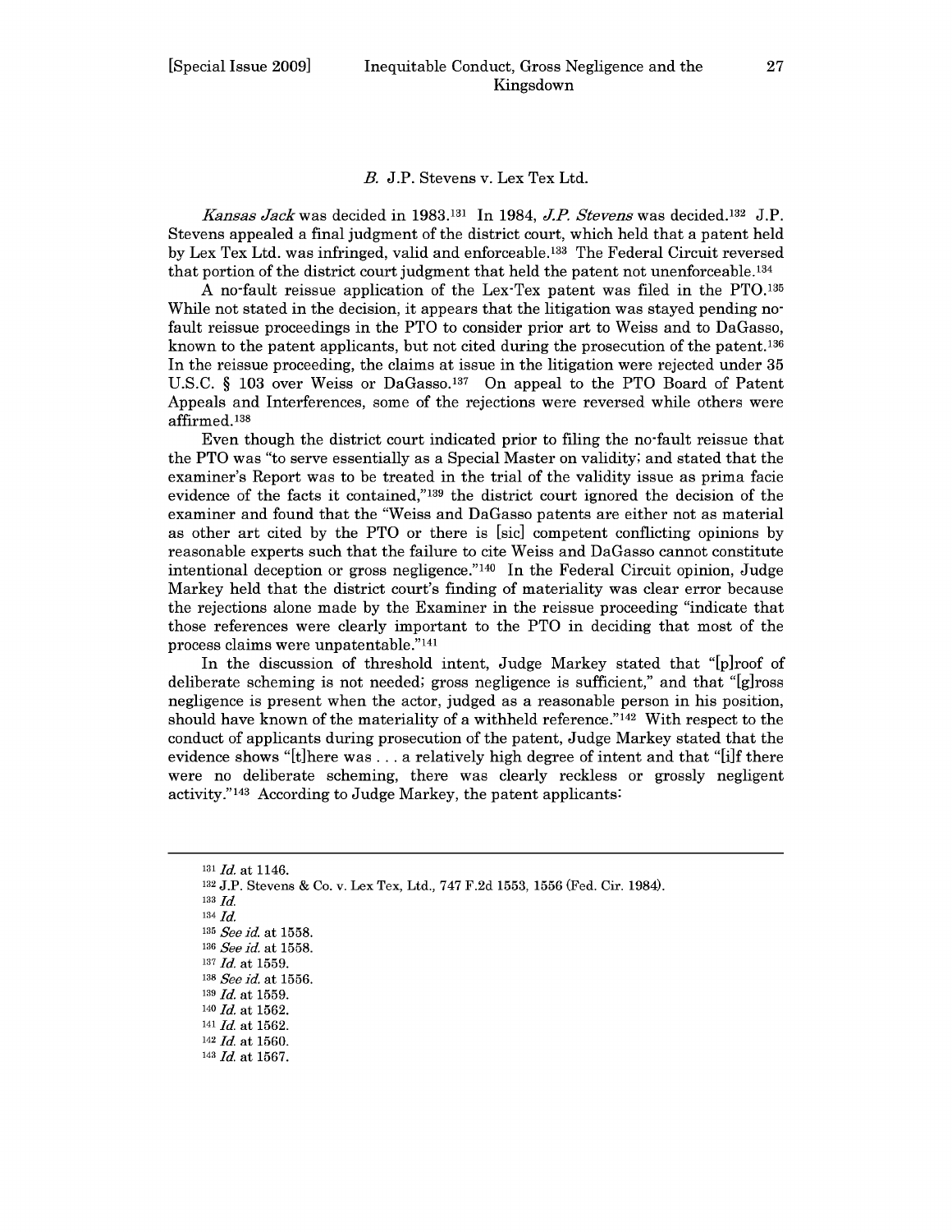### *B.* J.P. Stevens v. Lex Tex Ltd.

*Kansas Jack* was decided in 1983.[131] In 1984, *J.P. Stevens* was decided.[132] J.P. Stevens appealed a final judgment of the district court, which held that a patent held by Lex Tex Ltd. was infringed, valid and enforceable.[133] The Federal Circuit reversed that portion of the district court judgment that held the patent not unenforceable.[134]

A no-fault reissue application of the Lex-Tex patent was filed in the PTO.[135] While not stated in the decision, it appears that the litigation was stayed pending no-fault reissue proceedings in the PTO to consider prior art to Weiss and to DaGasso, known to the patent applicants, but not cited during the prosecution of the patent.[136] In the reissue proceeding, the claims at issue in the litigation were rejected under 35 U.S.C. § 103 over Weiss or DaGasso.[137] On appeal to the PTO Board of Patent Appeals and Interferences, some of the rejections were reversed while others were affirmed.[138]

Even though the district court indicated prior to filing the no-fault reissue that the PTO was "to serve essentially as a Special Master on validity; and stated that the examiner's Report was to be treated in the trial of the validity issue as prima facie evidence of the facts it contained,"[139] the district court ignored the decision of the examiner and found that the "Weiss and DaGasso patents are either not as material as other art cited by the PTO or there is [sic] competent conflicting opinions by reasonable experts such that the failure to cite Weiss and DaGasso cannot constitute intentional deception or gross negligence."[140] In the Federal Circuit opinion, Judge Markey held that the district court's finding of materiality was clear error because the rejections alone made by the Examiner in the reissue proceeding "indicate that those references were clearly important to the PTO in deciding that most of the process claims were unpatentable."[141]

In the discussion of threshold intent, Judge Markey stated that "[p]roof of deliberate scheming is not needed; gross negligence is sufficient," and that "[g]ross negligence is present when the actor, judged as a reasonable person in his position, should have known of the materiality of a withheld reference."[142] With respect to the conduct of applicants during prosecution of the patent, Judge Markey stated that the evidence shows "[t]here was . . . a relatively high degree of intent and that "[i]f there were no deliberate scheming, there was clearly reckless or grossly negligent activity."[143] According to Judge Markey, the patent applicants:

---

[131] *Id.* at 1146.

[132] J.P. Stevens & Co. v. Lex Tex, Ltd., 747 F.2d 1553, 1556 (Fed. Cir. 1984).

[133] *Id.*

[134] *Id.*

[135] *See id.* at 1558.

[136] *See id.* at 1558.

[137] *Id.* at 1559.

[138] *See id.* at 1556.

[139] *Id.* at 1559.

[140] *Id.* at 1562.

[141] *Id.* at 1562.

[142] *Id.* at 1560.

[143] *Id.* at 1567.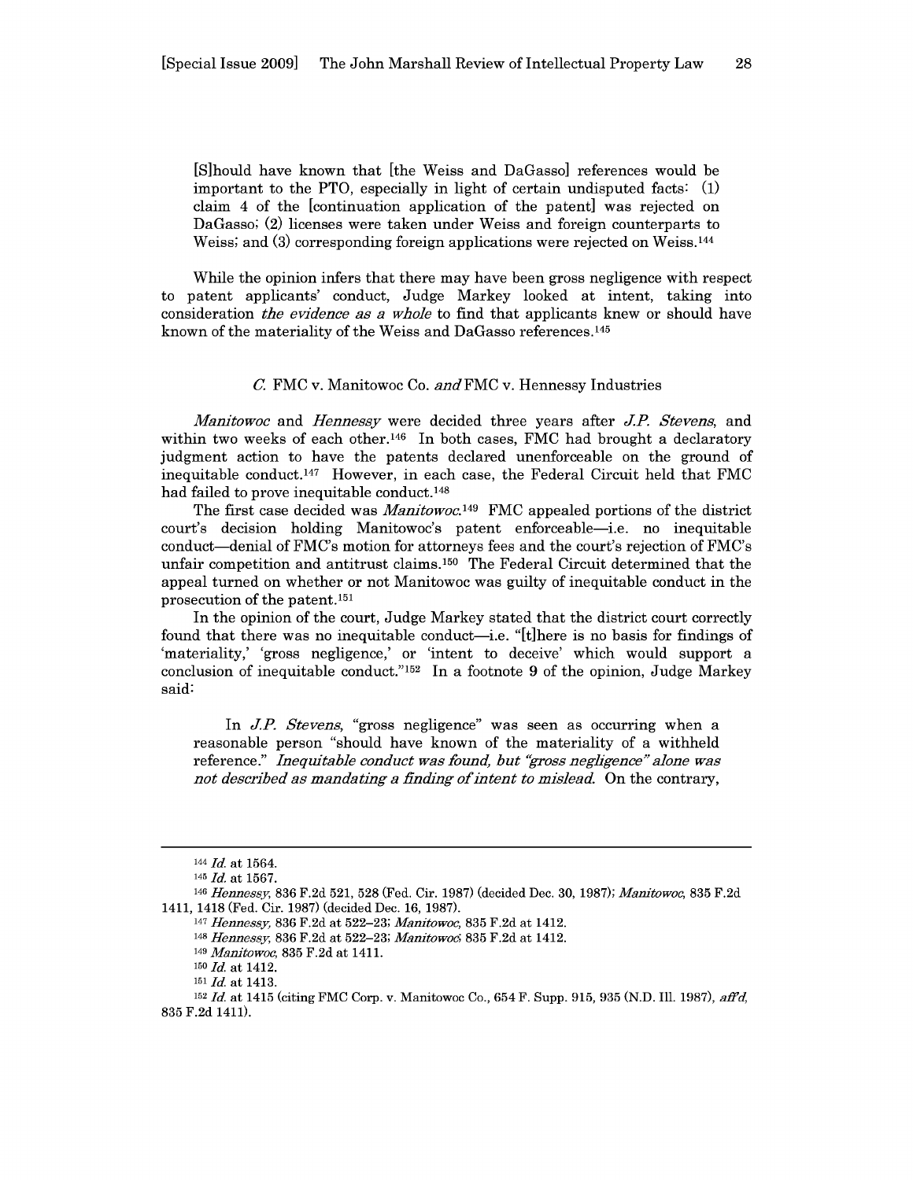> [S]hould have known that [the Weiss and DaGasso] references would be important to the PTO, especially in light of certain undisputed facts: (1) claim 4 of the [continuation application of the patent] was rejected on DaGasso; (2) licenses were taken under Weiss and foreign counterparts to Weiss; and (3) corresponding foreign applications were rejected on Weiss.[144]

While the opinion infers that there may have been gross negligence with respect to patent applicants' conduct, Judge Markey looked at intent, taking into consideration *the evidence as a whole* to find that applicants knew or should have known of the materiality of the Weiss and DaGasso references.[145]

### *C.* FMC v. Manitowoc Co. *and* FMC v. Hennessy Industries

*Manitowoc* and *Hennessy* were decided three years after *J.P. Stevens*, and within two weeks of each other.[146] In both cases, FMC had brought a declaratory judgment action to have the patents declared unenforceable on the ground of inequitable conduct.[147] However, in each case, the Federal Circuit held that FMC had failed to prove inequitable conduct.[148]

The first case decided was *Manitowoc*.[149] FMC appealed portions of the district court's decision holding Manitowoc's patent enforceable—i.e. no inequitable conduct—denial of FMC's motion for attorneys fees and the court's rejection of FMC's unfair competition and antitrust claims.[150] The Federal Circuit determined that the appeal turned on whether or not Manitowoc was guilty of inequitable conduct in the prosecution of the patent.[151]

In the opinion of the court, Judge Markey stated that the district court correctly found that there was no inequitable conduct—i.e. "[t]here is no basis for findings of 'materiality,' 'gross negligence,' or 'intent to deceive' which would support a conclusion of inequitable conduct."[152] In a footnote 9 of the opinion, Judge Markey said:

> In *J.P. Stevens*, "gross negligence" was seen as occurring when a reasonable person "should have known of the materiality of a withheld reference." *Inequitable conduct was found, but "gross negligence" alone was not described as mandating a finding of intent to mislead.* On the contrary,

---

[144] *Id.* at 1564.

[145] *Id.* at 1567.

[146] *Hennessy*, 836 F.2d 521, 528 (Fed. Cir. 1987) (decided Dec. 30, 1987); *Manitowoc*, 835 F.2d 1411, 1418 (Fed. Cir. 1987) (decided Dec. 16, 1987).

[147] *Hennessy*, 836 F.2d at 522–23; *Manitowoc*, 835 F.2d at 1412.

[148] *Hennessy*, 836 F.2d at 522–23; *Manitowoc*, 835 F.2d at 1412.

[149] *Manitowoc*, 835 F.2d at 1411.

[150] *Id.* at 1412.

[151] *Id.* at 1413.

[152] *Id.* at 1415 (citing FMC Corp. v. Manitowoc Co., 654 F. Supp. 915, 935 (N.D. Ill. 1987), *aff'd*, 835 F.2d 1411).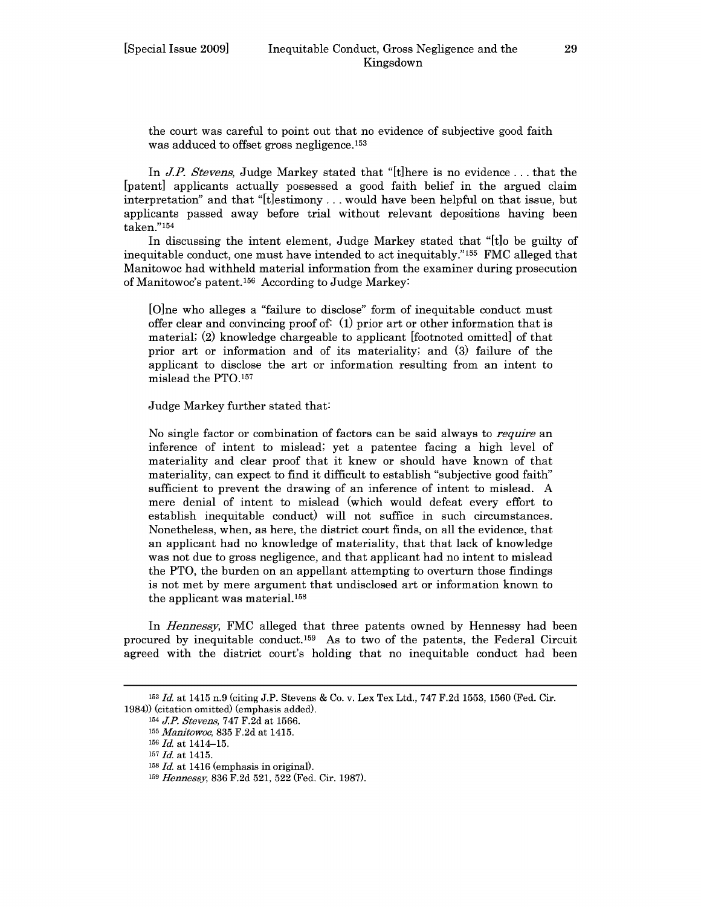the court was careful to point out that no evidence of subjective good faith was adduced to offset gross negligence.[153]

In *J.P. Stevens*, Judge Markey stated that "[t]here is no evidence . . . that the [patent] applicants actually possessed a good faith belief in the argued claim interpretation" and that "[t]estimony . . . would have been helpful on that issue, but applicants passed away before trial without relevant depositions having been taken."[154]

In discussing the intent element, Judge Markey stated that "[t]o be guilty of inequitable conduct, one must have intended to act inequitably."[155] FMC alleged that Manitowoc had withheld material information from the examiner during prosecution of Manitowoc's patent.[156] According to Judge Markey:

> [O]ne who alleges a "failure to disclose" form of inequitable conduct must offer clear and convincing proof of: (1) prior art or other information that is material; (2) knowledge chargeable to applicant [footnoted omitted] of that prior art or information and of its materiality; and (3) failure of the applicant to disclose the art or information resulting from an intent to mislead the PTO.[157]

Judge Markey further stated that:

> No single factor or combination of factors can be said always to *require* an inference of intent to mislead; yet a patentee facing a high level of materiality and clear proof that it knew or should have known of that materiality, can expect to find it difficult to establish "subjective good faith" sufficient to prevent the drawing of an inference of intent to mislead. A mere denial of intent to mislead (which would defeat every effort to establish inequitable conduct) will not suffice in such circumstances. Nonetheless, when, as here, the district court finds, on all the evidence, that an applicant had no knowledge of materiality, that that lack of knowledge was not due to gross negligence, and that applicant had no intent to mislead the PTO, the burden on an appellant attempting to overturn those findings is not met by mere argument that undisclosed art or information known to the applicant was material.[158]

In *Hennessy*, FMC alleged that three patents owned by Hennessy had been procured by inequitable conduct.[159] As to two of the patents, the Federal Circuit agreed with the district court's holding that no inequitable conduct had been

---

[153] *Id.* at 1415 n.9 (citing J.P. Stevens & Co. v. Lex Tex Ltd., 747 F.2d 1553, 1560 (Fed. Cir. 1984)) (citation omitted) (emphasis added).

[154] *J.P. Stevens*, 747 F.2d at 1566.

[155] *Manitowoc*, 835 F.2d at 1415.

[156] *Id.* at 1414–15.

[157] *Id.* at 1415.

[158] *Id.* at 1416 (emphasis in original).

[159] *Hennessy*, 836 F.2d 521, 522 (Fed. Cir. 1987).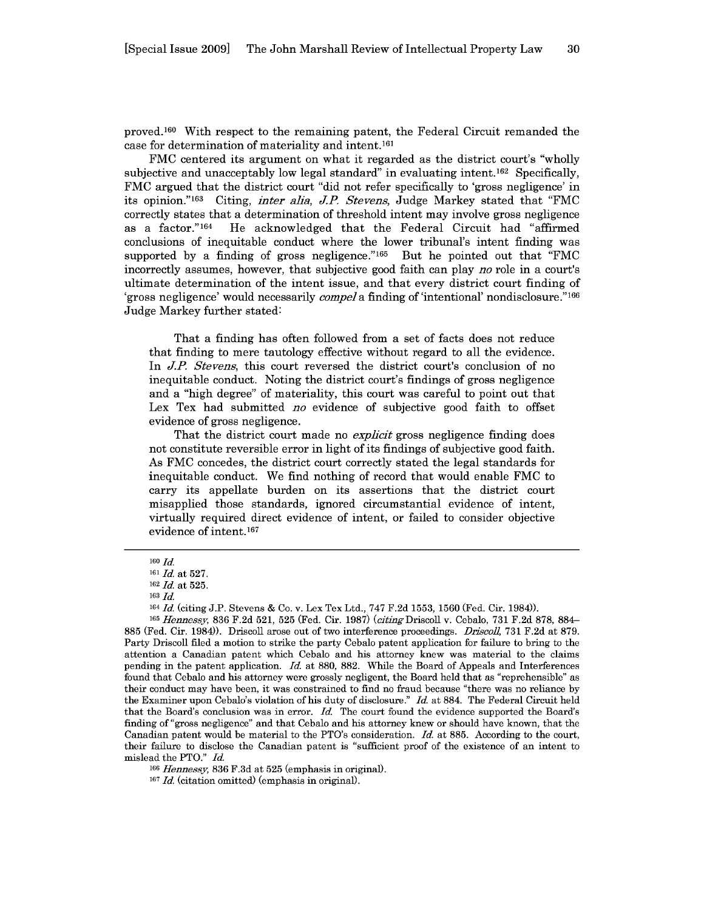proved.[160] With respect to the remaining patent, the Federal Circuit remanded the case for determination of materiality and intent.[161]

FMC centered its argument on what it regarded as the district court's "wholly subjective and unacceptably low legal standard" in evaluating intent.[162] Specifically, FMC argued that the district court "did not refer specifically to 'gross negligence' in its opinion."[163] Citing, *inter alia*, *J.P. Stevens*, Judge Markey stated that "FMC correctly states that a determination of threshold intent may involve gross negligence as a factor."[164] He acknowledged that the Federal Circuit had "affirmed conclusions of inequitable conduct where the lower tribunal's intent finding was supported by a finding of gross negligence."[165] But he pointed out that "FMC incorrectly assumes, however, that subjective good faith can play *no* role in a court's ultimate determination of the intent issue, and that every district court finding of 'gross negligence' would necessarily *compel* a finding of 'intentional' nondisclosure."[166] Judge Markey further stated:

> That a finding has often followed from a set of facts does not reduce that finding to mere tautology effective without regard to all the evidence. In *J.P. Stevens*, this court reversed the district court's conclusion of no inequitable conduct. Noting the district court's findings of gross negligence and a "high degree" of materiality, this court was careful to point out that Lex Tex had submitted *no* evidence of subjective good faith to offset evidence of gross negligence.
>
> That the district court made no *explicit* gross negligence finding does not constitute reversible error in light of its findings of subjective good faith. As FMC concedes, the district court correctly stated the legal standards for inequitable conduct. We find nothing of record that would enable FMC to carry its appellate burden on its assertions that the district court misapplied those standards, ignored circumstantial evidence of intent, virtually required direct evidence of intent, or failed to consider objective evidence of intent.[167]

---

[160] *Id.*

[161] *Id.* at 527.

[162] *Id.* at 525.

[163] *Id.*

[164] *Id.* (citing J.P. Stevens & Co. v. Lex Tex Ltd., 747 F.2d 1553, 1560 (Fed. Cir. 1984)).

[165] *Hennessy*, 836 F.2d 521, 525 (Fed. Cir. 1987) (*citing* Driscoll v. Cebalo, 731 F.2d 878, 884–885 (Fed. Cir. 1984)). Driscoll arose out of two interference proceedings. *Driscoll*, 731 F.2d at 879. Party Driscoll filed a motion to strike the party Cebalo patent application for failure to bring to the attention a Canadian patent which Cebalo and his attorney knew was material to the claims pending in the patent application. *Id.* at 880, 882. While the Board of Appeals and Interferences found that Cebalo and his attorney were grossly negligent, the Board held that as "reprehensible" as their conduct may have been, it was constrained to find no fraud because "there was no reliance by the Examiner upon Cebalo's violation of his duty of disclosure." *Id.* at 884. The Federal Circuit held that the Board's conclusion was in error. *Id.* The court found the evidence supported the Board's finding of "gross negligence" and that Cebalo and his attorney knew or should have known, that the Canadian patent would be material to the PTO's consideration. *Id.* at 885. According to the court, their failure to disclose the Canadian patent is "sufficient proof of the existence of an intent to mislead the PTO." *Id.*

[166] *Hennessy*, 836 F.3d at 525 (emphasis in original).

[167] *Id.* (citation omitted) (emphasis in original).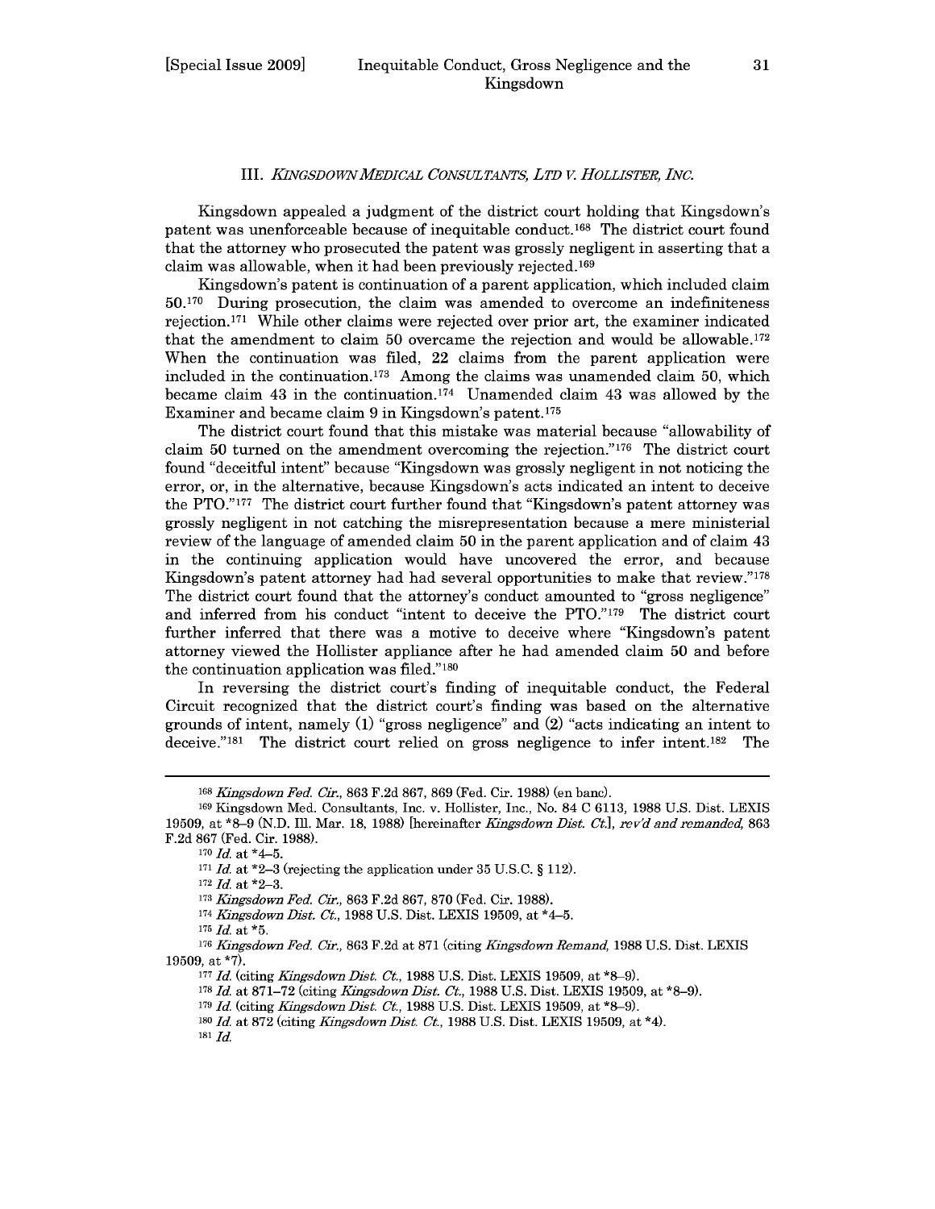### III. *KINGSDOWN MEDICAL CONSULTANTS, LTD V. HOLLISTER, INC.*

Kingsdown appealed a judgment of the district court holding that Kingsdown's patent was unenforceable because of inequitable conduct.[168] The district court found that the attorney who prosecuted the patent was grossly negligent in asserting that a claim was allowable, when it had been previously rejected.[169]

Kingsdown's patent is continuation of a parent application, which included claim 50.[170] During prosecution, the claim was amended to overcome an indefiniteness rejection.[171] While other claims were rejected over prior art, the examiner indicated that the amendment to claim 50 overcame the rejection and would be allowable.[172] When the continuation was filed, 22 claims from the parent application were included in the continuation.[173] Among the claims was unamended claim 50, which became claim 43 in the continuation.[174] Unamended claim 43 was allowed by the Examiner and became claim 9 in Kingsdown's patent.[175]

The district court found that this mistake was material because "allowability of claim 50 turned on the amendment overcoming the rejection."[176] The district court found "deceitful intent" because "Kingsdown was grossly negligent in not noticing the error, or, in the alternative, because Kingsdown's acts indicated an intent to deceive the PTO."[177] The district court further found that "Kingsdown's patent attorney was grossly negligent in not catching the misrepresentation because a mere ministerial review of the language of amended claim 50 in the parent application and of claim 43 in the continuing application would have uncovered the error, and because Kingsdown's patent attorney had had several opportunities to make that review."[178] The district court found that the attorney's conduct amounted to "gross negligence" and inferred from his conduct "intent to deceive the PTO."[179] The district court further inferred that there was a motive to deceive where "Kingsdown's patent attorney viewed the Hollister appliance after he had amended claim 50 and before the continuation application was filed."[180]

In reversing the district court's finding of inequitable conduct, the Federal Circuit recognized that the district court's finding was based on the alternative grounds of intent, namely (1) "gross negligence" and (2) "acts indicating an intent to deceive."[181] The district court relied on gross negligence to infer intent.[182] The

---

[168] *Kingsdown Fed. Cir.*, 863 F.2d 867, 869 (Fed. Cir. 1988) (en banc).

[169] Kingsdown Med. Consultants, Inc. v. Hollister, Inc., No. 84 C 6113, 1988 U.S. Dist. LEXIS 19509, at *8–9 (N.D. Ill. Mar. 18, 1988) [hereinafter *Kingsdown Dist. Ct.*], *rev'd and remanded*, 863 F.2d 867 (Fed. Cir. 1988).

[170] *Id.* at *4–5.

[171] *Id.* at *2–3 (rejecting the application under 35 U.S.C. § 112).

[172] *Id.* at *2–3.

[173] *Kingsdown Fed. Cir.*, 863 F.2d 867, 870 (Fed. Cir. 1988).

[174] *Kingsdown Dist. Ct.*, 1988 U.S. Dist. LEXIS 19509, at *4–5.

[175] *Id.* at *5.

[176] *Kingsdown Fed. Cir.*, 863 F.2d at 871 (citing *Kingsdown Remand*, 1988 U.S. Dist. LEXIS 19509, at *7).

[177] *Id.* (citing *Kingsdown Dist. Ct.*, 1988 U.S. Dist. LEXIS 19509, at *8–9).

[178] *Id.* at 871–72 (citing *Kingsdown Dist. Ct.*, 1988 U.S. Dist. LEXIS 19509, at *8–9).

[179] *Id.* (citing *Kingsdown Dist. Ct.*, 1988 U.S. Dist. LEXIS 19509, at *8–9).

[180] *Id.* at 872 (citing *Kingsdown Dist. Ct.*, 1988 U.S. Dist. LEXIS 19509, at *4).

[181] *Id.*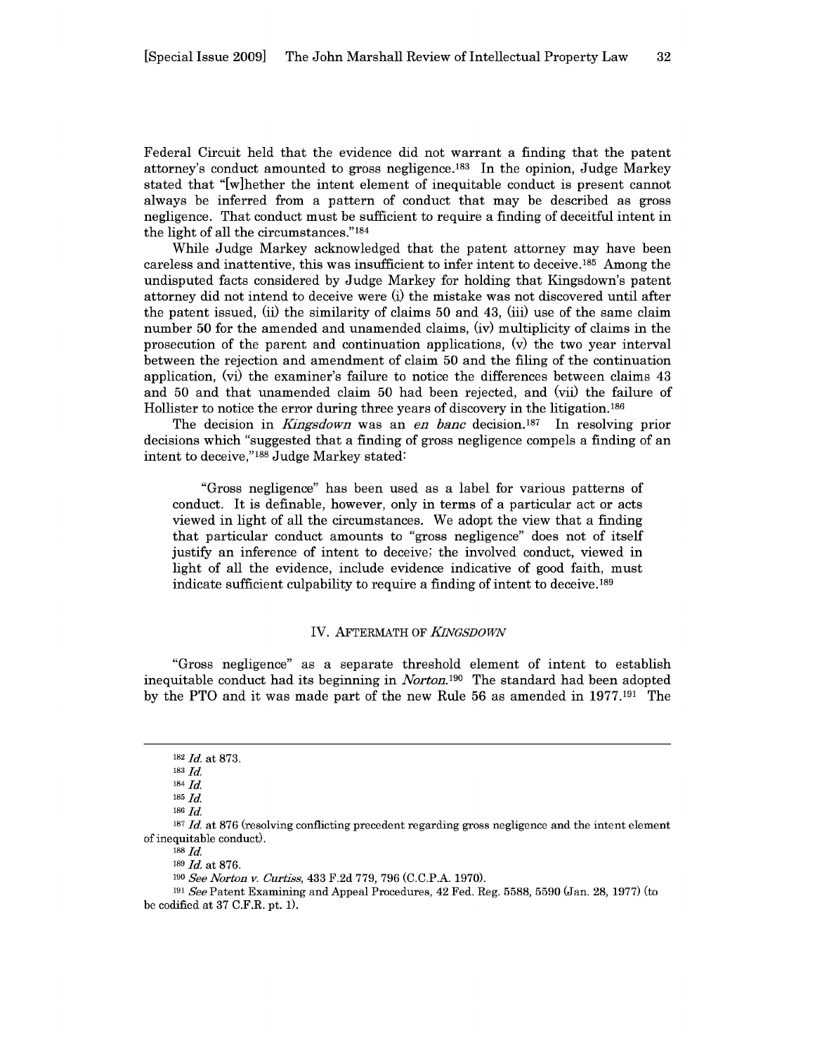Federal Circuit held that the evidence did not warrant a finding that the patent attorney's conduct amounted to gross negligence.[183] In the opinion, Judge Markey stated that "[w]hether the intent element of inequitable conduct is present cannot always be inferred from a pattern of conduct that may be described as gross negligence. That conduct must be sufficient to require a finding of deceitful intent in the light of all the circumstances."[184]

While Judge Markey acknowledged that the patent attorney may have been careless and inattentive, this was insufficient to infer intent to deceive.[185] Among the undisputed facts considered by Judge Markey for holding that Kingsdown's patent attorney did not intend to deceive were (i) the mistake was not discovered until after the patent issued, (ii) the similarity of claims 50 and 43, (iii) use of the same claim number 50 for the amended and unamended claims, (iv) multiplicity of claims in the prosecution of the parent and continuation applications, (v) the two year interval between the rejection and amendment of claim 50 and the filing of the continuation application, (vi) the examiner's failure to notice the differences between claims 43 and 50 and that unamended claim 50 had been rejected, and (vii) the failure of Hollister to notice the error during three years of discovery in the litigation.[186]

The decision in *Kingsdown* was an *en banc* decision.[187] In resolving prior decisions which "suggested that a finding of gross negligence compels a finding of an intent to deceive,"[188] Judge Markey stated:

> "Gross negligence" has been used as a label for various patterns of conduct. It is definable, however, only in terms of a particular act or acts viewed in light of all the circumstances. We adopt the view that a finding that particular conduct amounts to "gross negligence" does not of itself justify an inference of intent to deceive; the involved conduct, viewed in light of all the evidence, include evidence indicative of good faith, must indicate sufficient culpability to require a finding of intent to deceive.[189]

## IV. AFTERMATH OF *KINGSDOWN*

"Gross negligence" as a separate threshold element of intent to establish inequitable conduct had its beginning in *Norton*.[190] The standard had been adopted by the PTO and it was made part of the new Rule 56 as amended in 1977.[191] The

---

[182] *Id.* at 873.

[183] *Id.*

[184] *Id.*

[185] *Id.*

[186] *Id.*

[187] *Id.* at 876 (resolving conflicting precedent regarding gross negligence and the intent element of inequitable conduct).

[188] *Id.*

[189] *Id.* at 876.

[190] *See Norton v. Curtiss*, 433 F.2d 779, 796 (C.C.P.A. 1970).

[191] *See* Patent Examining and Appeal Procedures, 42 Fed. Reg. 5588, 5590 (Jan. 28, 1977) (to be codified at 37 C.F.R. pt. 1).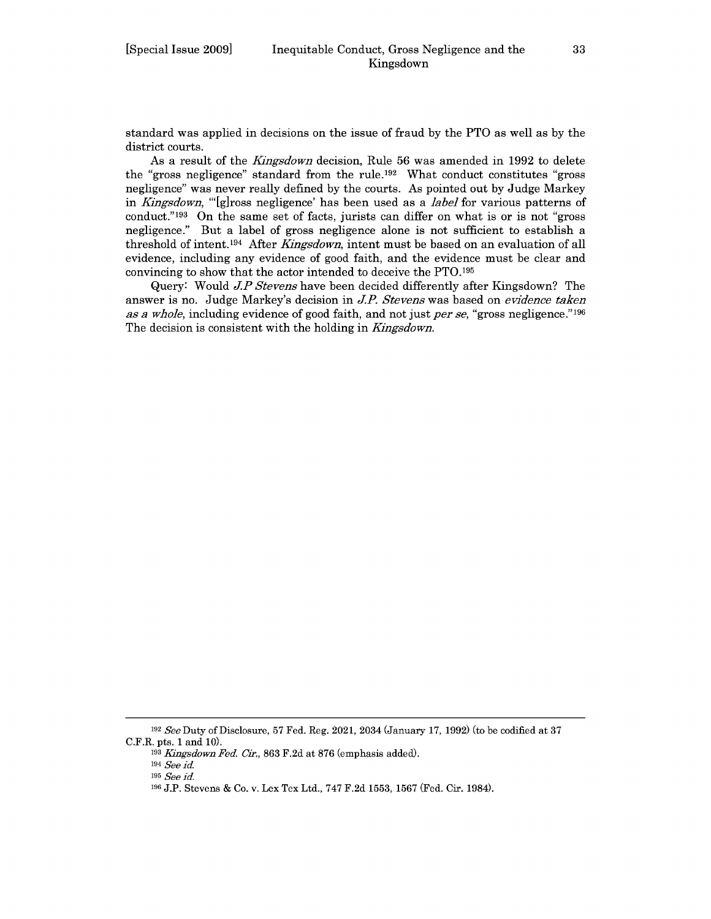standard was applied in decisions on the issue of fraud by the PTO as well as by the district courts.

As a result of the *Kingsdown* decision, Rule 56 was amended in 1992 to delete the "gross negligence" standard from the rule.[192] What conduct constitutes "gross negligence" was never really defined by the courts. As pointed out by Judge Markey in *Kingsdown*, "'[g]ross negligence' has been used as a *label* for various patterns of conduct."[193] On the same set of facts, jurists can differ on what is or is not "gross negligence." But a label of gross negligence alone is not sufficient to establish a threshold of intent.[194] After *Kingsdown*, intent must be based on an evaluation of all evidence, including any evidence of good faith, and the evidence must be clear and convincing to show that the actor intended to deceive the PTO.[195]

Query: Would *J.P Stevens* have been decided differently after Kingsdown? The answer is no. Judge Markey's decision in *J.P. Stevens* was based on *evidence taken as a whole*, including evidence of good faith, and not just *per se*, "gross negligence."[196] The decision is consistent with the holding in *Kingsdown*.

---

[192] *See* Duty of Disclosure, 57 Fed. Reg. 2021, 2034 (January 17, 1992) (to be codified at 37 C.F.R. pts. 1 and 10).

[193] *Kingsdown Fed. Cir.*, 863 F.2d at 876 (emphasis added).

[194] *See id.*

[195] *See id.*

[196] J.P. Stevens & Co. v. Lex Tex Ltd., 747 F.2d 1553, 1567 (Fed. Cir. 1984).